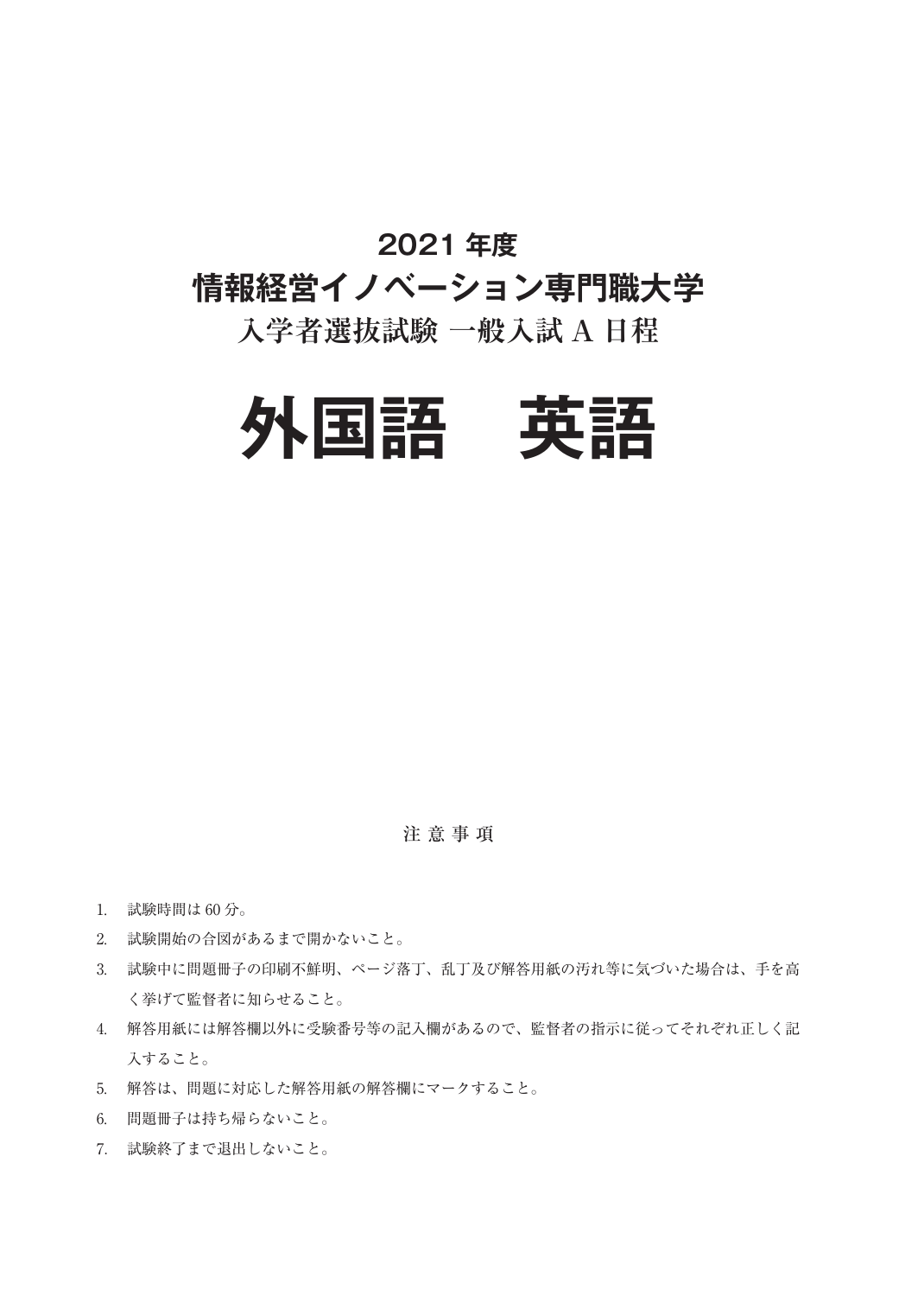# 2021 年度
# 情報経営イノベーション専門職大学
## 入学者選抜試験 一般入試 A 日程

# 外国語　英語

注 意 事 項

1. 試験時間は 60 分。
2. 試験開始の合図があるまで開かないこと。
3. 試験中に問題冊子の印刷不鮮明、ページ落丁、乱丁及び解答用紙の汚れ等に気づいた場合は、手を高く挙げて監督者に知らせること。
4. 解答用紙には解答欄以外に受験番号等の記入欄があるので、監督者の指示に従ってそれぞれ正しく記入すること。
5. 解答は、問題に対応した解答用紙の解答欄にマークすること。
6. 問題冊子は持ち帰らないこと。
7. 試験終了まで退出しないこと。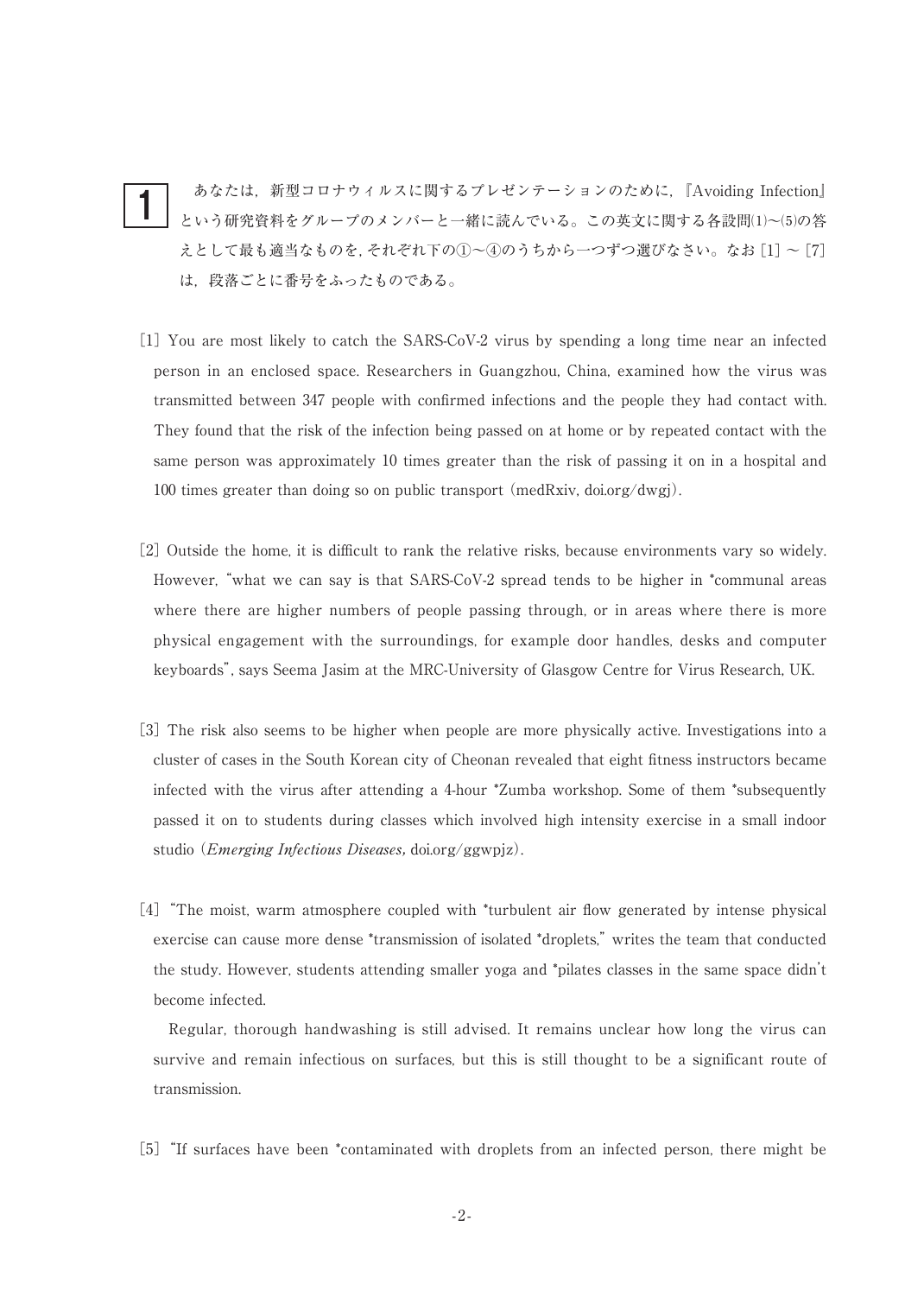**1** あなたは，新型コロナウィルスに関するプレゼンテーションのために，『Avoiding Infection』という研究資料をグループのメンバーと一緒に読んでいる。この英文に関する各設問(1)〜(5)の答えとして最も適当なものを，それぞれ下の①〜④のうちから一つずつ選びなさい。なお [1] 〜 [7] は，段落ごとに番号をふったものである。

[1] You are most likely to catch the SARS-CoV-2 virus by spending a long time near an infected person in an enclosed space. Researchers in Guangzhou, China, examined how the virus was transmitted between 347 people with confirmed infections and the people they had contact with. They found that the risk of the infection being passed on at home or by repeated contact with the same person was approximately 10 times greater than the risk of passing it on in a hospital and 100 times greater than doing so on public transport (medRxiv, doi.org/dwgj).

[2] Outside the home, it is difficult to rank the relative risks, because environments vary so widely. However, "what we can say is that SARS-CoV-2 spread tends to be higher in *communal areas where there are higher numbers of people passing through, or in areas where there is more physical engagement with the surroundings, for example door handles, desks and computer keyboards", says Seema Jasim at the MRC-University of Glasgow Centre for Virus Research, UK.

[3] The risk also seems to be higher when people are more physically active. Investigations into a cluster of cases in the South Korean city of Cheonan revealed that eight fitness instructors became infected with the virus after attending a 4-hour *Zumba workshop. Some of them *subsequently passed it on to students during classes which involved high intensity exercise in a small indoor studio (*Emerging Infectious Diseases,* doi.org/ggwpjz).

[4] "The moist, warm atmosphere coupled with *turbulent air flow generated by intense physical exercise can cause more dense *transmission of isolated *droplets," writes the team that conducted the study. However, students attending smaller yoga and *pilates classes in the same space didn't become infected.

Regular, thorough handwashing is still advised. It remains unclear how long the virus can survive and remain infectious on surfaces, but this is still thought to be a significant route of transmission.

[5] "If surfaces have been *contaminated with droplets from an infected person, there might be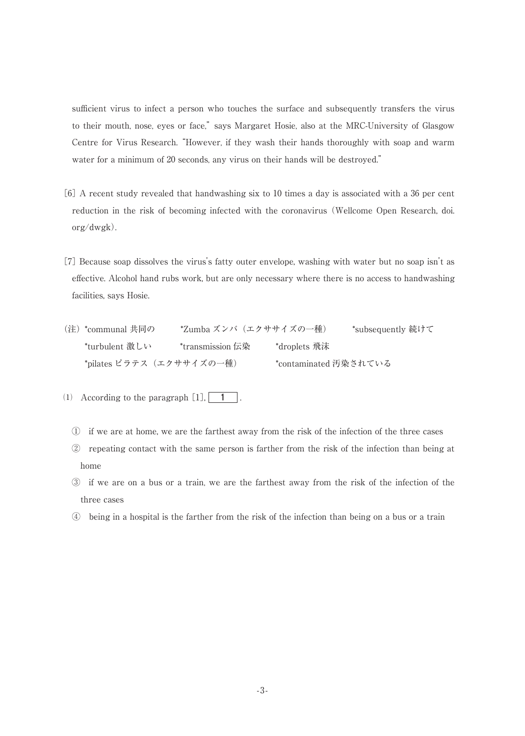sufficient virus to infect a person who touches the surface and subsequently transfers the virus to their mouth, nose, eyes or face," says Margaret Hosie, also at the MRC-University of Glasgow Centre for Virus Research. "However, if they wash their hands thoroughly with soap and warm water for a minimum of 20 seconds, any virus on their hands will be destroyed."

[6] A recent study revealed that handwashing six to 10 times a day is associated with a 36 per cent reduction in the risk of becoming infected with the coronavirus (Wellcome Open Research, doi.org/dwgk).

[7] Because soap dissolves the virus's fatty outer envelope, washing with water but no soap isn't as effective. Alcohol hand rubs work, but are only necessary where there is no access to handwashing facilities, says Hosie.

(注) *communal 共同の　*Zumba ズンバ（エクササイズの一種）　*subsequently 続けて
*turbulent 激しい　*transmission 伝染　*droplets 飛沫
*pilates ピラテス（エクササイズの一種）　*contaminated 汚染されている

(1) According to the paragraph [1], [ 1 ].

① if we are at home, we are the farthest away from the risk of the infection of the three cases
② repeating contact with the same person is farther from the risk of the infection than being at home
③ if we are on a bus or a train, we are the farthest away from the risk of the infection of the three cases
④ being in a hospital is the farther from the risk of the infection than being on a bus or a train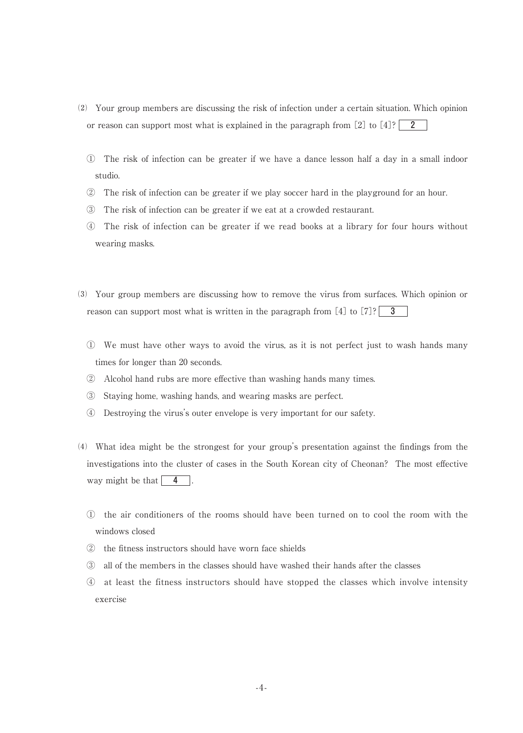(2) Your group members are discussing the risk of infection under a certain situation. Which opinion or reason can support most what is explained in the paragraph from [2] to [4]? **2**

① The risk of infection can be greater if we have a dance lesson half a day in a small indoor studio.

② The risk of infection can be greater if we play soccer hard in the playground for an hour.

③ The risk of infection can be greater if we eat at a crowded restaurant.

④ The risk of infection can be greater if we read books at a library for four hours without wearing masks.

(3) Your group members are discussing how to remove the virus from surfaces. Which opinion or reason can support most what is written in the paragraph from [4] to [7]? **3**

① We must have other ways to avoid the virus, as it is not perfect just to wash hands many times for longer than 20 seconds.

② Alcohol hand rubs are more effective than washing hands many times.

③ Staying home, washing hands, and wearing masks are perfect.

④ Destroying the virus's outer envelope is very important for our safety.

(4) What idea might be the strongest for your group's presentation against the findings from the investigations into the cluster of cases in the South Korean city of Cheonan? The most effective way might be that **4**.

① the air conditioners of the rooms should have been turned on to cool the room with the windows closed

② the fitness instructors should have worn face shields

③ all of the members in the classes should have washed their hands after the classes

④ at least the fitness instructors should have stopped the classes which involve intensity exercise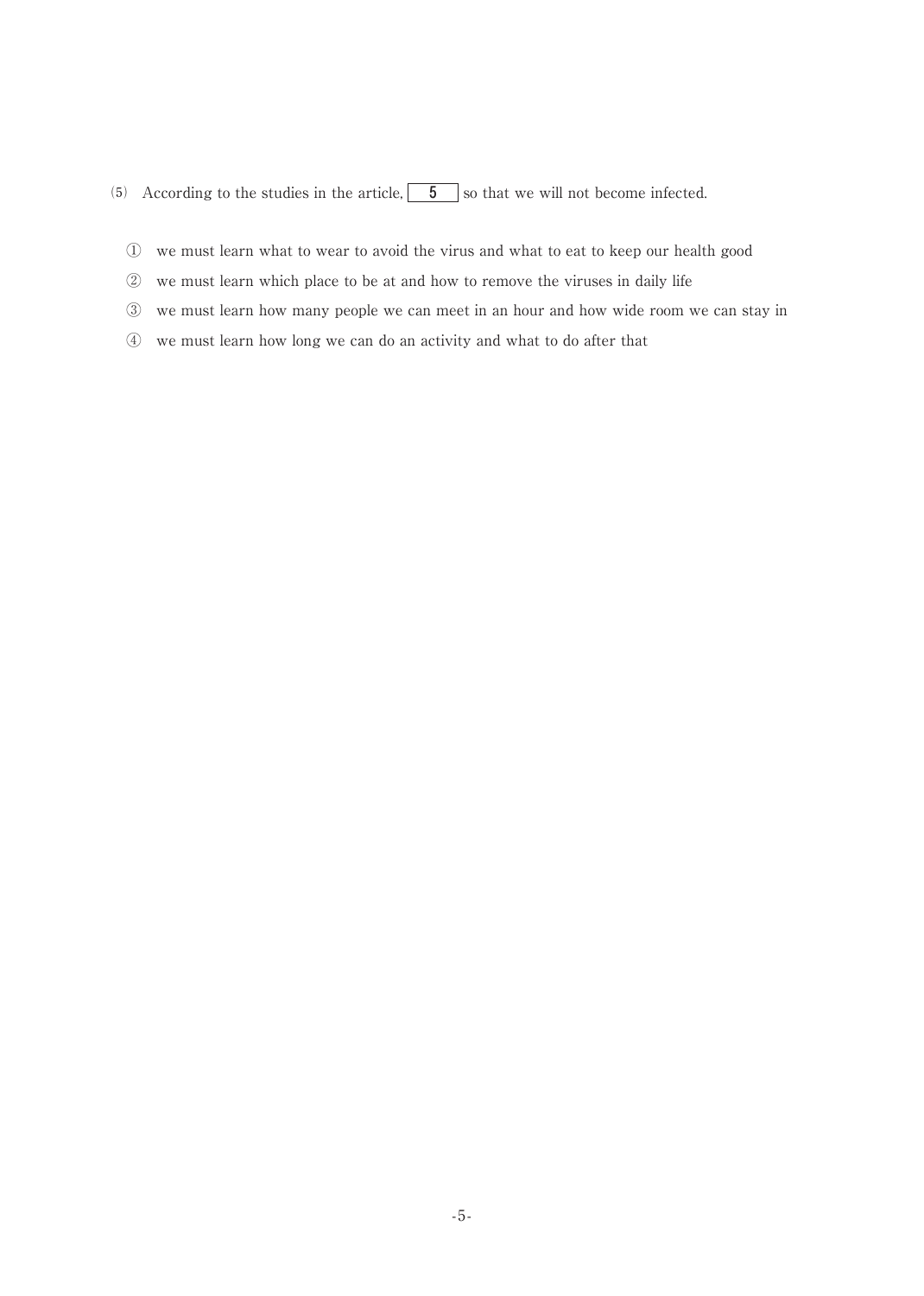(5) According to the studies in the article, **5** so that we will not become infected.

① we must learn what to wear to avoid the virus and what to eat to keep our health good

② we must learn which place to be at and how to remove the viruses in daily life

③ we must learn how many people we can meet in an hour and how wide room we can stay in

④ we must learn how long we can do an activity and what to do after that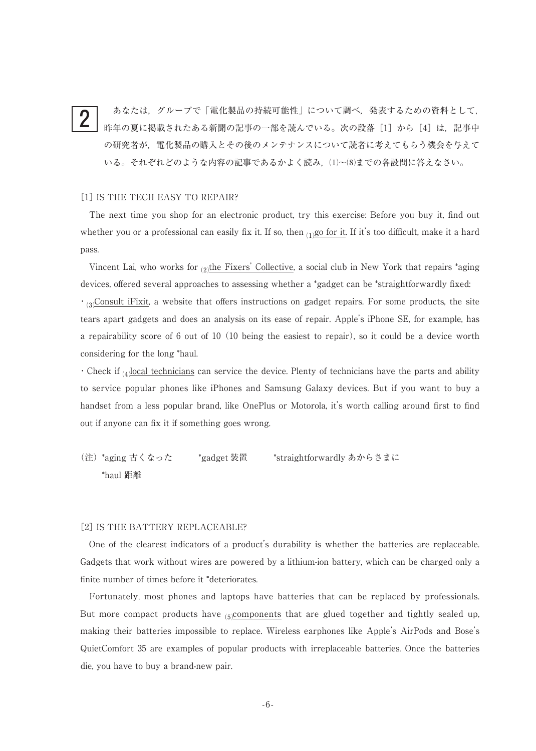**2**　あなたは，グループで「電化製品の持続可能性」について調べ，発表するための資料として，昨年の夏に掲載されたある新聞の記事の一部を読んでいる。次の段落［1］から［4］は，記事中の研究者が，電化製品の購入とその後のメンテナンスについて読者に考えてもらう機会を与えている。それぞれどのような内容の記事であるかよく読み，(1)〜(8)までの各設問に答えなさい。

［1］IS THE TECH EASY TO REPAIR?

The next time you shop for an electronic product, try this exercise: Before you buy it, find out whether you or a professional can easily fix it. If so, then (1)<u>go for it</u>. If it's too difficult, make it a hard pass.

Vincent Lai, who works for (2)<u>the Fixers' Collective</u>, a social club in New York that repairs *aging devices, offered several approaches to assessing whether a *gadget can be *straightforwardly fixed:

・(3)<u>Consult iFixit</u>, a website that offers instructions on gadget repairs. For some products, the site tears apart gadgets and does an analysis on its ease of repair. Apple's iPhone SE, for example, has a repairability score of 6 out of 10 (10 being the easiest to repair), so it could be a device worth considering for the long *haul.

・Check if (4)<u>local technicians</u> can service the device. Plenty of technicians have the parts and ability to service popular phones like iPhones and Samsung Galaxy devices. But if you want to buy a handset from a less popular brand, like OnePlus or Motorola, it's worth calling around first to find out if anyone can fix it if something goes wrong.

（注）*aging 古くなった　　*gadget 装置　　*straightforwardly あからさまに
　　*haul 距離

［2］IS THE BATTERY REPLACEABLE?

One of the clearest indicators of a product's durability is whether the batteries are replaceable. Gadgets that work without wires are powered by a lithium-ion battery, which can be charged only a finite number of times before it *deteriorates.

Fortunately, most phones and laptops have batteries that can be replaced by professionals. But more compact products have (5)<u>components</u> that are glued together and tightly sealed up, making their batteries impossible to replace. Wireless earphones like Apple's AirPods and Bose's QuietComfort 35 are examples of popular products with irreplaceable batteries. Once the batteries die, you have to buy a brand-new pair.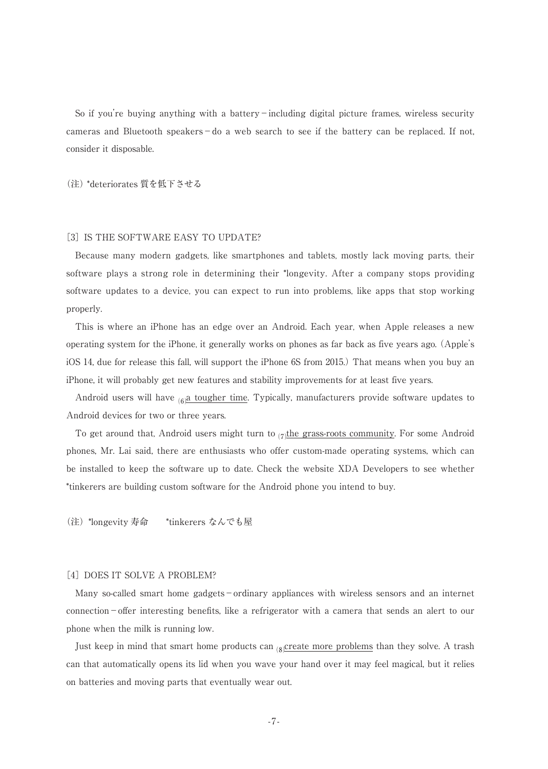So if you're buying anything with a battery－including digital picture frames, wireless security cameras and Bluetooth speakers－do a web search to see if the battery can be replaced. If not, consider it disposable.

（注）*deteriorates 質を低下させる

［3］IS THE SOFTWARE EASY TO UPDATE?

Because many modern gadgets, like smartphones and tablets, mostly lack moving parts, their software plays a strong role in determining their *longevity. After a company stops providing software updates to a device, you can expect to run into problems, like apps that stop working properly.

This is where an iPhone has an edge over an Android. Each year, when Apple releases a new operating system for the iPhone, it generally works on phones as far back as five years ago.（Apple's iOS 14, due for release this fall, will support the iPhone 6S from 2015.）That means when you buy an iPhone, it will probably get new features and stability improvements for at least five years.

Android users will have (6)<u>a tougher time</u>. Typically, manufacturers provide software updates to Android devices for two or three years.

To get around that, Android users might turn to (7)<u>the grass-roots community</u>. For some Android phones, Mr. Lai said, there are enthusiasts who offer custom-made operating systems, which can be installed to keep the software up to date. Check the website XDA Developers to see whether *tinkerers are building custom software for the Android phone you intend to buy.

（注）*longevity 寿命　　*tinkerers なんでも屋

［4］DOES IT SOLVE A PROBLEM?

Many so-called smart home gadgets－ordinary appliances with wireless sensors and an internet connection－offer interesting benefits, like a refrigerator with a camera that sends an alert to our phone when the milk is running low.

Just keep in mind that smart home products can (8)<u>create more problems</u> than they solve. A trash can that automatically opens its lid when you wave your hand over it may feel magical, but it relies on batteries and moving parts that eventually wear out.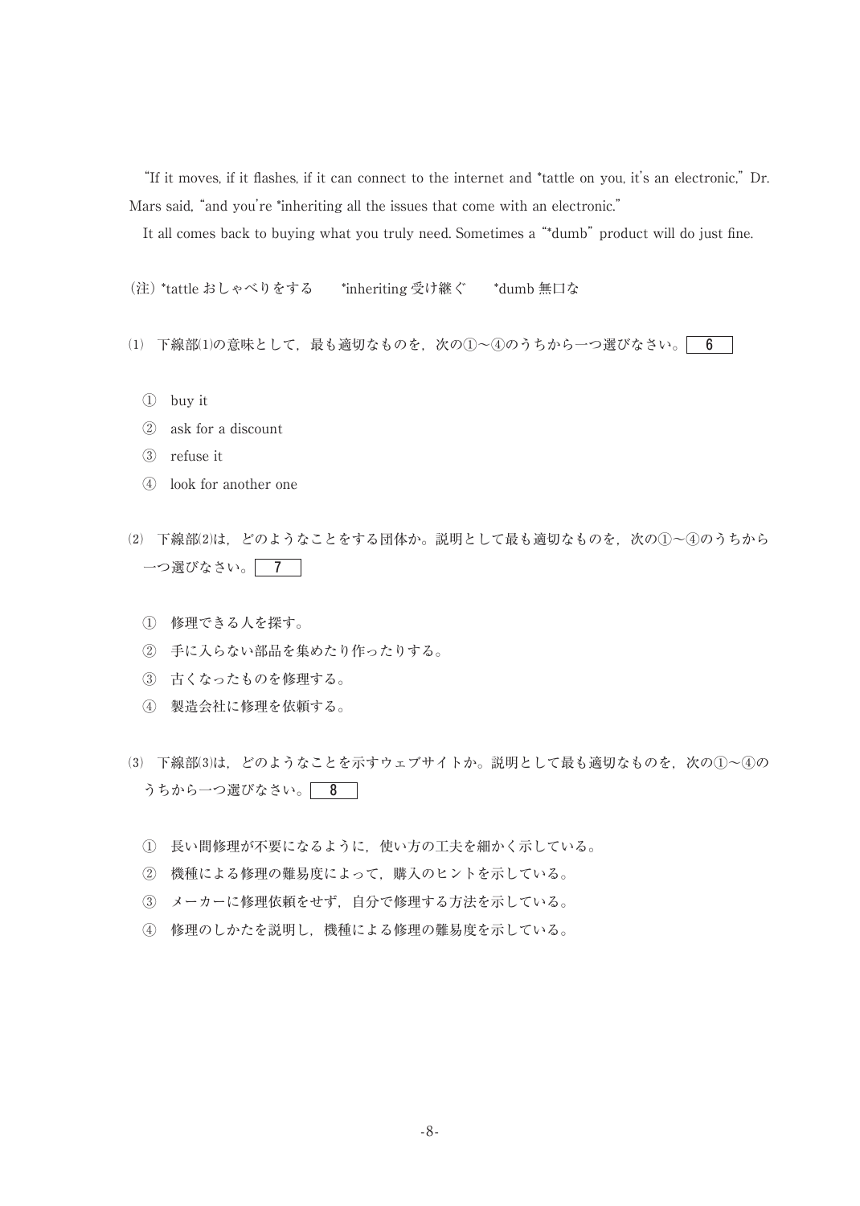"If it moves, if it flashes, if it can connect to the internet and *tattle on you, it's an electronic," Dr. Mars said, "and you're *inheriting all the issues that come with an electronic."

It all comes back to buying what you truly need. Sometimes a "*dumb" product will do just fine.

(注) *tattle おしゃべりをする　*inheriting 受け継ぐ　*dumb 無口な

⑴ 下線部⑴の意味として，最も適切なものを，次の①～④のうちから一つ選びなさい。 6

① buy it
② ask for a discount
③ refuse it
④ look for another one

⑵ 下線部⑵は，どのようなことをする団体か。説明として最も適切なものを，次の①～④のうちから一つ選びなさい。 7

① 修理できる人を探す。
② 手に入らない部品を集めたり作ったりする。
③ 古くなったものを修理する。
④ 製造会社に修理を依頼する。

⑶ 下線部⑶は，どのようなことを示すウェブサイトか。説明として最も適切なものを，次の①～④のうちから一つ選びなさい。 8

① 長い間修理が不要になるように，使い方の工夫を細かく示している。
② 機種による修理の難易度によって，購入のヒントを示している。
③ メーカーに修理依頼をせず，自分で修理する方法を示している。
④ 修理のしかたを説明し，機種による修理の難易度を示している。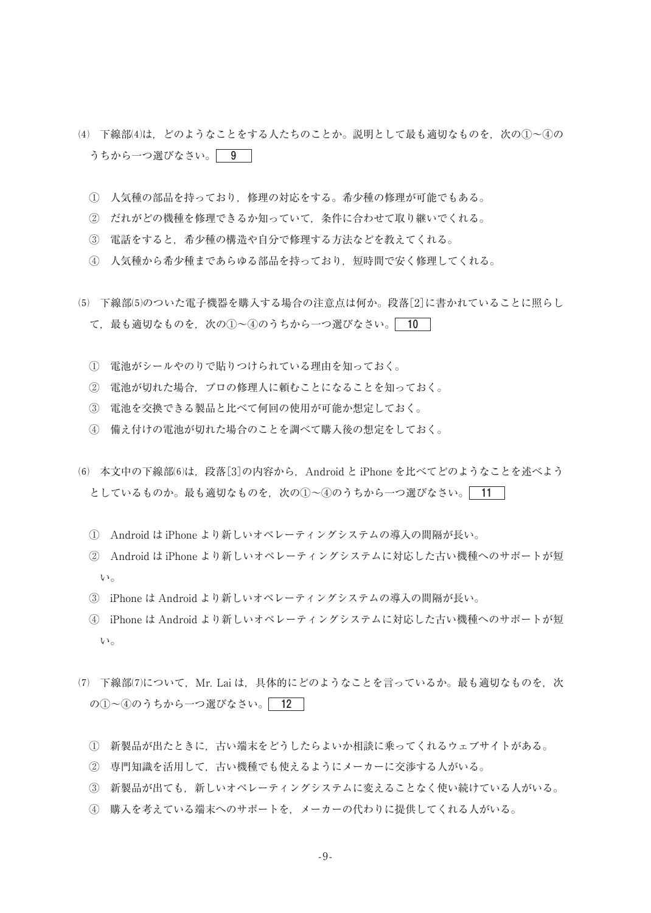(4) 下線部(4)は，どのようなことをする人たちのことか。説明として最も適切なものを，次の①～④のうちから一つ選びなさい。 9

① 人気種の部品を持っており，修理の対応をする。希少種の修理が可能でもある。
② だれがどの機種を修理できるか知っていて，条件に合わせて取り継いでくれる。
③ 電話をすると，希少種の構造や自分で修理する方法などを教えてくれる。
④ 人気種から希少種まであらゆる部品を持っており，短時間で安く修理してくれる。

(5) 下線部(5)のついた電子機器を購入する場合の注意点は何か。段落[2]に書かれていることに照らして，最も適切なものを，次の①～④のうちから一つ選びなさい。 10

① 電池がシールやのりで貼りつけられている理由を知っておく。
② 電池が切れた場合，プロの修理人に頼むことになることを知っておく。
③ 電池を交換できる製品と比べて何回の使用が可能か想定しておく。
④ 備え付けの電池が切れた場合のことを調べて購入後の想定をしておく。

(6) 本文中の下線部(6)は，段落[3]の内容から，Android と iPhone を比べてどのようなことを述べようとしているものか。最も適切なものを，次の①～④のうちから一つ選びなさい。 11

① Android は iPhone より新しいオペレーティングシステムの導入の間隔が長い。
② Android は iPhone より新しいオペレーティングシステムに対応した古い機種へのサポートが短い。
③ iPhone は Android より新しいオペレーティングシステムの導入の間隔が長い。
④ iPhone は Android より新しいオペレーティングシステムに対応した古い機種へのサポートが短い。

(7) 下線部(7)について，Mr. Lai は，具体的にどのようなことを言っているか。最も適切なものを，次の①～④のうちから一つ選びなさい。 12

① 新製品が出たときに，古い端末をどうしたらよいか相談に乗ってくれるウェブサイトがある。
② 専門知識を活用して，古い機種でも使えるようにメーカーに交渉する人がいる。
③ 新製品が出ても，新しいオペレーティングシステムに変えることなく使い続けている人がいる。
④ 購入を考えている端末へのサポートを，メーカーの代わりに提供してくれる人がいる。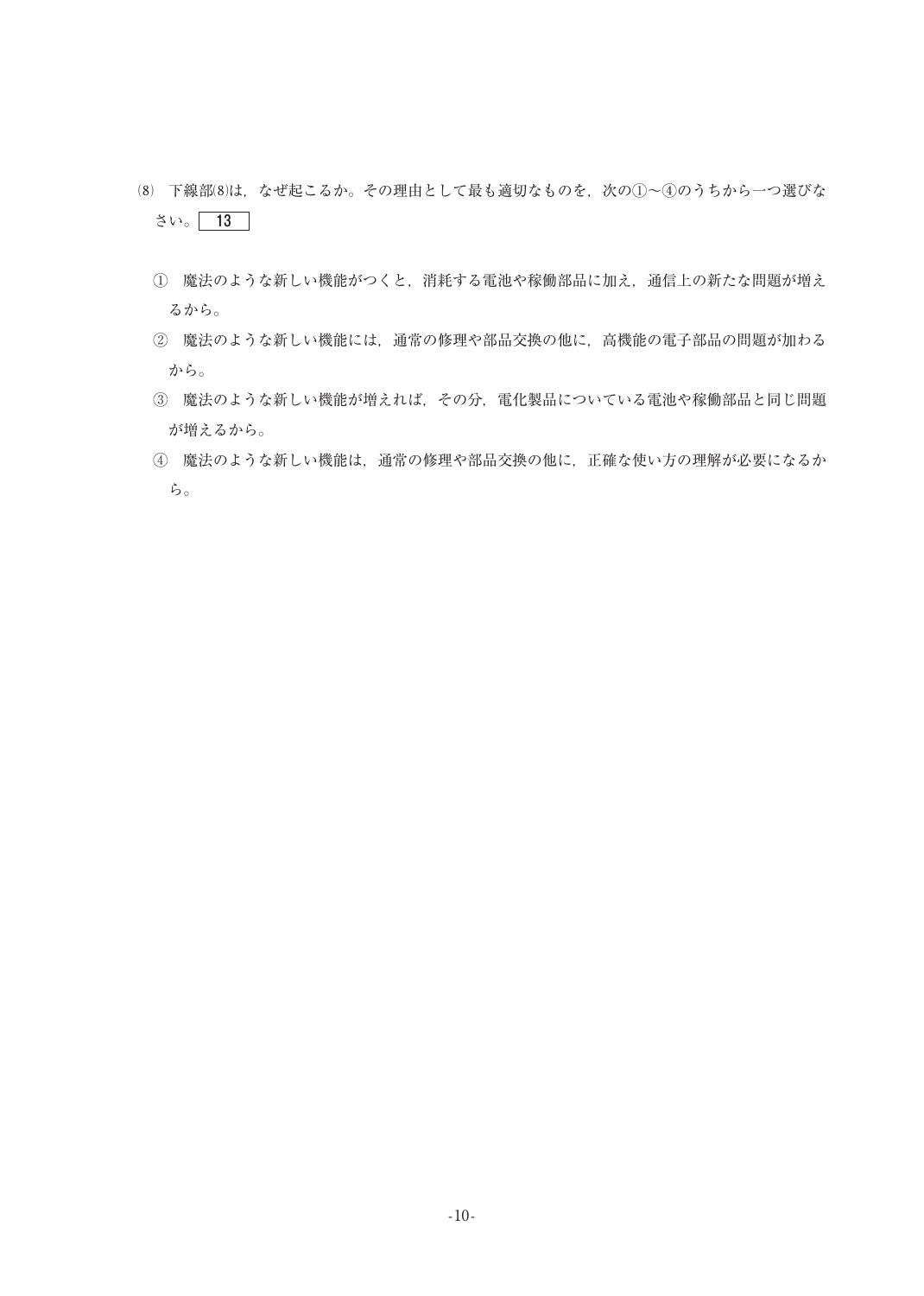(8) 下線部(8)は，なぜ起こるか。その理由として最も適切なものを，次の①～④のうちから一つ選びなさい。 13

① 魔法のような新しい機能がつくと，消耗する電池や稼働部品に加え，通信上の新たな問題が増えるから。

② 魔法のような新しい機能には，通常の修理や部品交換の他に，高機能の電子部品の問題が加わるから。

③ 魔法のような新しい機能が増えれば，その分，電化製品についている電池や稼働部品と同じ問題が増えるから。

④ 魔法のような新しい機能は，通常の修理や部品交換の他に，正確な使い方の理解が必要になるから。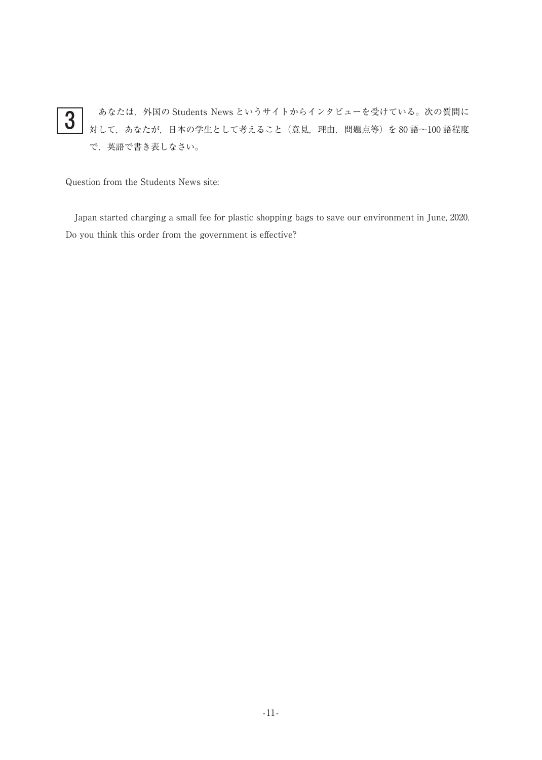**3**　あなたは，外国の Students News というサイトからインタビューを受けている。次の質問に対して，あなたが，日本の学生として考えること（意見，理由，問題点等）を 80 語～100 語程度で，英語で書き表しなさい。

Question from the Students News site:

Japan started charging a small fee for plastic shopping bags to save our environment in June, 2020. Do you think this order from the government is effective?